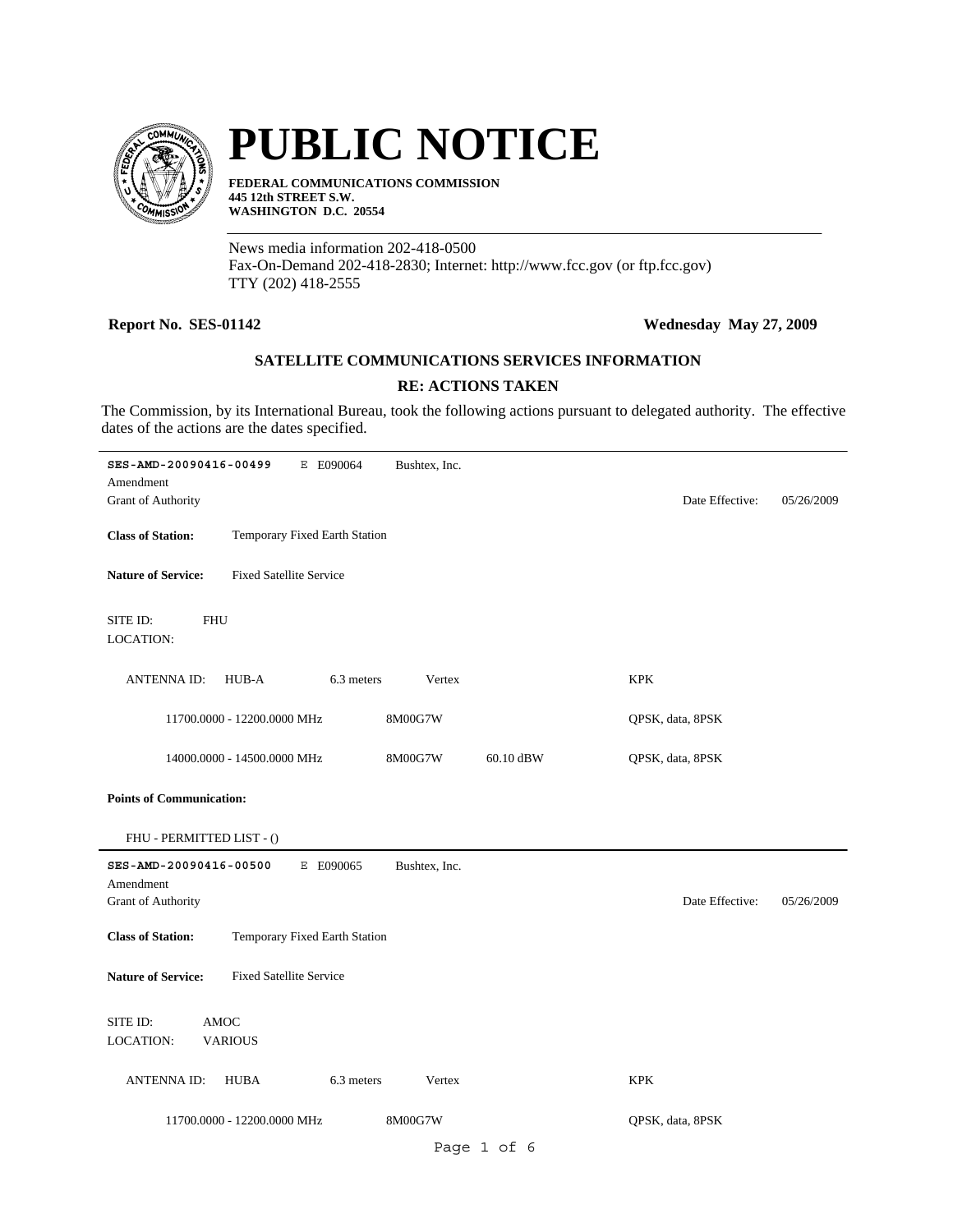# PUBLIC NOTICE

**FEDERAL COMMUNICATIONS COMMISSION**
**445 12th STREET S.W.**
**WASHINGTON D.C. 20554**

News media information 202-418-0500
Fax-On-Demand 202-418-2830; Internet: http://www.fcc.gov (or ftp.fcc.gov)
TTY (202) 418-2555

**Report No. SES-01142** **Wednesday May 27, 2009**

### SATELLITE COMMUNICATIONS SERVICES INFORMATION

### RE: ACTIONS TAKEN

The Commission, by its International Bureau, took the following actions pursuant to delegated authority. The effective dates of the actions are the dates specified.

---

**SES-AMD-20090416-00499** E E090064 Bushtex, Inc.
Amendment
Grant of Authority Date Effective: 05/26/2009

**Class of Station:** Temporary Fixed Earth Station

**Nature of Service:** Fixed Satellite Service

SITE ID: FHU
LOCATION:

ANTENNA ID: HUB-A 6.3 meters Vertex KPK

| | | | |
|---|---|---|---|
| 11700.0000 - 12200.0000 MHz | 8M00G7W | | QPSK, data, 8PSK |
| 14000.0000 - 14500.0000 MHz | 8M00G7W | 60.10 dBW | QPSK, data, 8PSK |

**Points of Communication:**

FHU - PERMITTED LIST - ()

---

**SES-AMD-20090416-00500** E E090065 Bushtex, Inc.
Amendment
Grant of Authority Date Effective: 05/26/2009

**Class of Station:** Temporary Fixed Earth Station

**Nature of Service:** Fixed Satellite Service

SITE ID: AMOC
LOCATION: VARIOUS

ANTENNA ID: HUBA 6.3 meters Vertex KPK

| | | | |
|---|---|---|---|
| 11700.0000 - 12200.0000 MHz | 8M00G7W | | QPSK, data, 8PSK |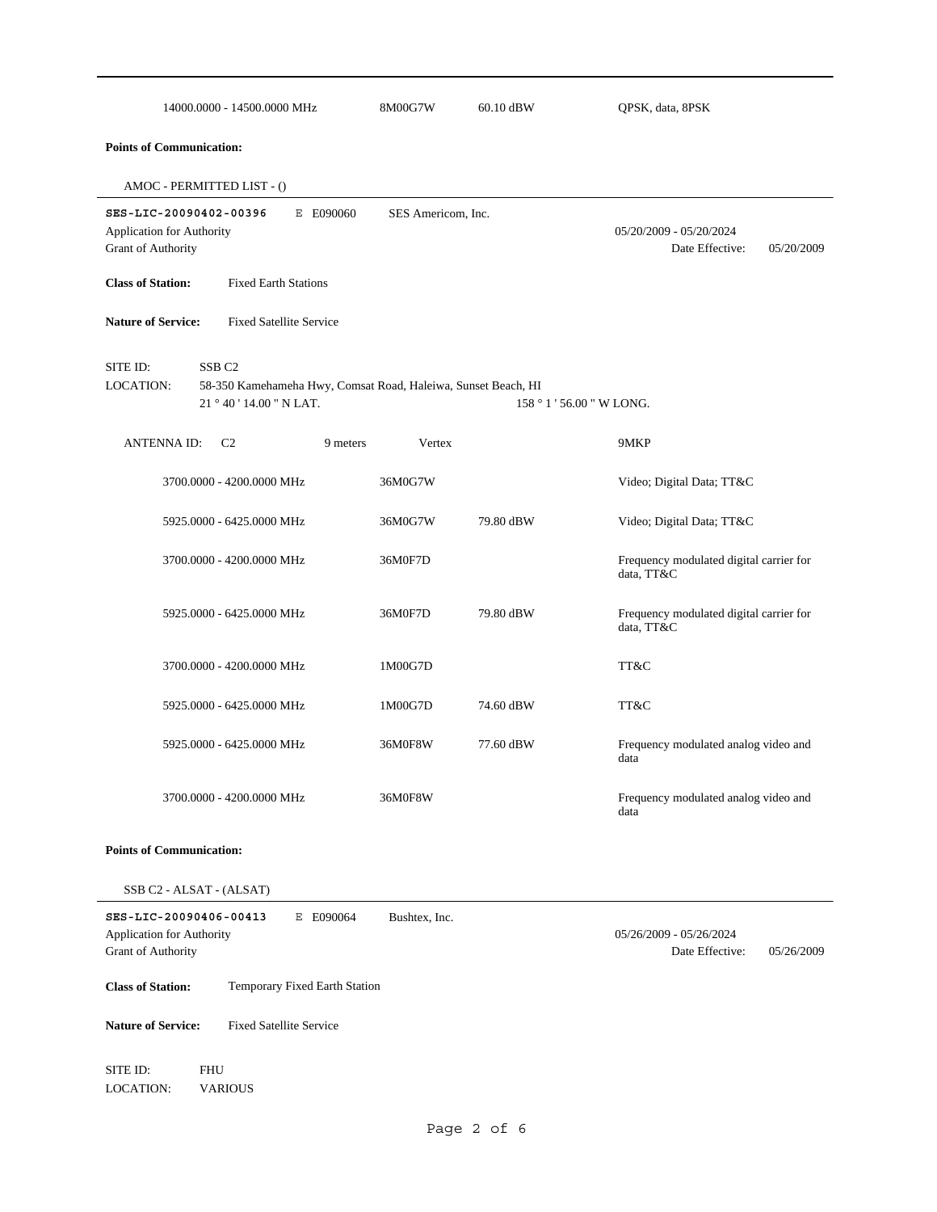| | | | |
|---|---|---|---|
| 14000.0000 - 14500.0000 MHz | 8M00G7W | 60.10 dBW | QPSK, data, 8PSK |

**Points of Communication:**

AMOC - PERMITTED LIST - ()

---

**SES-LIC-20090402-00396** E E090060 SES Americom, Inc.

Application for Authority 05/20/2009 - 05/20/2024

Grant of Authority Date Effective: 05/20/2009

**Class of Station:** Fixed Earth Stations

**Nature of Service:** Fixed Satellite Service

SITE ID: SSB C2

LOCATION: 58-350 Kamehameha Hwy, Comsat Road, Haleiwa, Sunset Beach, HI

21 ° 40 ' 14.00 " N LAT. 158 ° 1 ' 56.00 " W LONG.

ANTENNA ID: C2 9 meters Vertex 9MKP

| | | | |
|---|---|---|---|
| 3700.0000 - 4200.0000 MHz | 36M0G7W | | Video; Digital Data; TT&C |
| 5925.0000 - 6425.0000 MHz | 36M0G7W | 79.80 dBW | Video; Digital Data; TT&C |
| 3700.0000 - 4200.0000 MHz | 36M0F7D | | Frequency modulated digital carrier for data, TT&C |
| 5925.0000 - 6425.0000 MHz | 36M0F7D | 79.80 dBW | Frequency modulated digital carrier for data, TT&C |
| 3700.0000 - 4200.0000 MHz | 1M00G7D | | TT&C |
| 5925.0000 - 6425.0000 MHz | 1M00G7D | 74.60 dBW | TT&C |
| 5925.0000 - 6425.0000 MHz | 36M0F8W | 77.60 dBW | Frequency modulated analog video and data |
| 3700.0000 - 4200.0000 MHz | 36M0F8W | | Frequency modulated analog video and data |

**Points of Communication:**

SSB C2 - ALSAT - (ALSAT)

---

**SES-LIC-20090406-00413** E E090064 Bushtex, Inc.

Application for Authority 05/26/2009 - 05/26/2024

Grant of Authority Date Effective: 05/26/2009

**Class of Station:** Temporary Fixed Earth Station

**Nature of Service:** Fixed Satellite Service

SITE ID: FHU

LOCATION: VARIOUS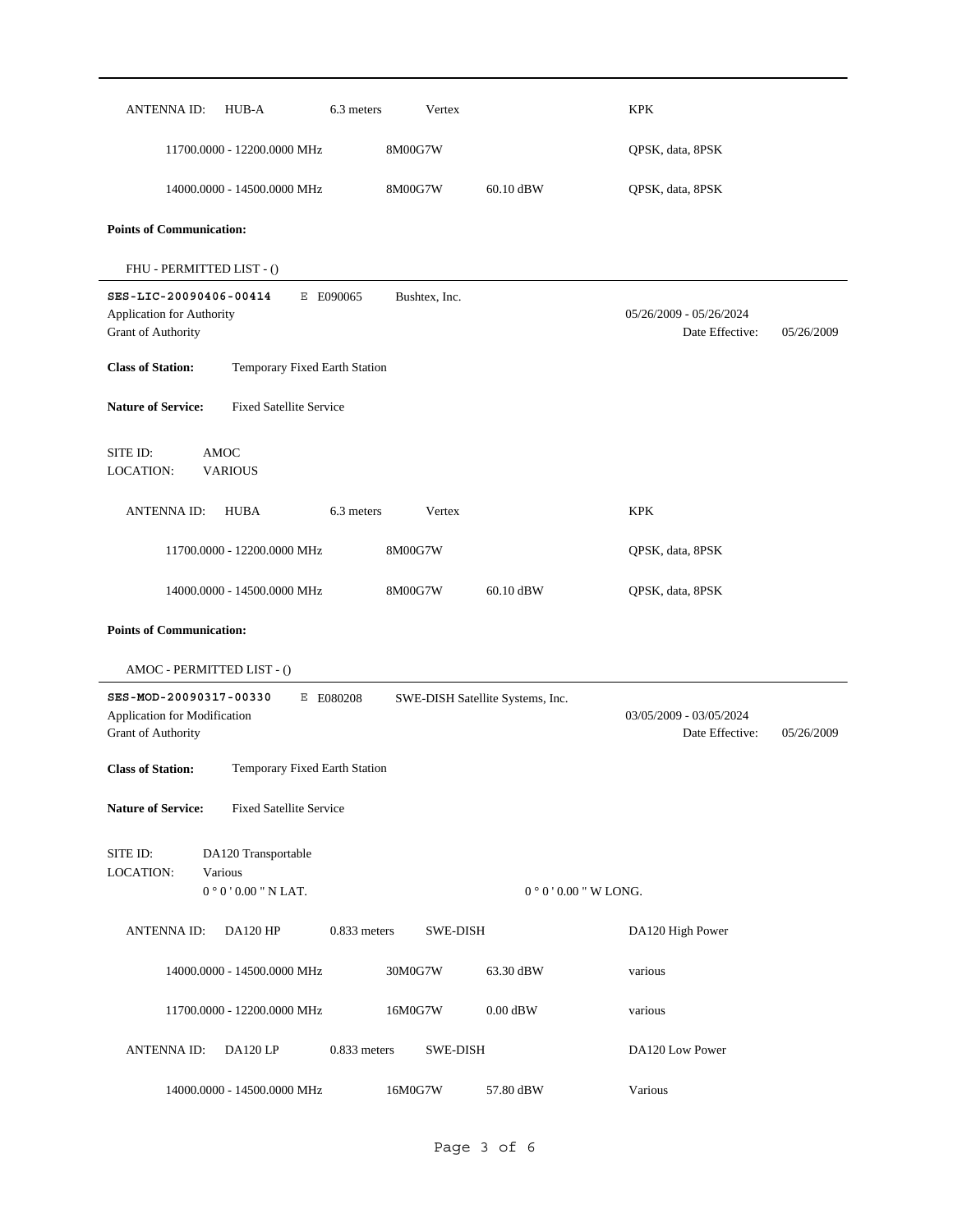| ANTENNA ID: | HUB-A | 6.3 meters | Vertex | | KPK |
|---|---|---|---|---|---|
| | 11700.0000 - 12200.0000 MHz | | 8M00G7W | | QPSK, data, 8PSK |
| | 14000.0000 - 14500.0000 MHz | | 8M00G7W | 60.10 dBW | QPSK, data, 8PSK |

**Points of Communication:**

FHU - PERMITTED LIST - ()

---

**SES-LIC-20090406-00414** E E090065 Bushtex, Inc.

Application for Authority — 05/26/2009 - 05/26/2024

Grant of Authority — Date Effective: 05/26/2009

**Class of Station:** Temporary Fixed Earth Station

**Nature of Service:** Fixed Satellite Service

SITE ID: AMOC
LOCATION: VARIOUS

| ANTENNA ID: | HUBA | 6.3 meters | Vertex | | KPK |
|---|---|---|---|---|---|
| | 11700.0000 - 12200.0000 MHz | | 8M00G7W | | QPSK, data, 8PSK |
| | 14000.0000 - 14500.0000 MHz | | 8M00G7W | 60.10 dBW | QPSK, data, 8PSK |

**Points of Communication:**

AMOC - PERMITTED LIST - ()

---

**SES-MOD-20090317-00330** E E080208 SWE-DISH Satellite Systems, Inc.

Application for Modification — 03/05/2009 - 03/05/2024

Grant of Authority — Date Effective: 05/26/2009

**Class of Station:** Temporary Fixed Earth Station

**Nature of Service:** Fixed Satellite Service

SITE ID: DA120 Transportable
LOCATION: Various
0 ° 0 ' 0.00 " N LAT. 0 ° 0 ' 0.00 " W LONG.

| ANTENNA ID: | DA120 HP | 0.833 meters | SWE-DISH | | DA120 High Power |
|---|---|---|---|---|---|
| | 14000.0000 - 14500.0000 MHz | | 30M0G7W | 63.30 dBW | various |
| | 11700.0000 - 12200.0000 MHz | | 16M0G7W | 0.00 dBW | various |
| **ANTENNA ID:** | DA120 LP | 0.833 meters | SWE-DISH | | DA120 Low Power |
| | 14000.0000 - 14500.0000 MHz | | 16M0G7W | 57.80 dBW | Various |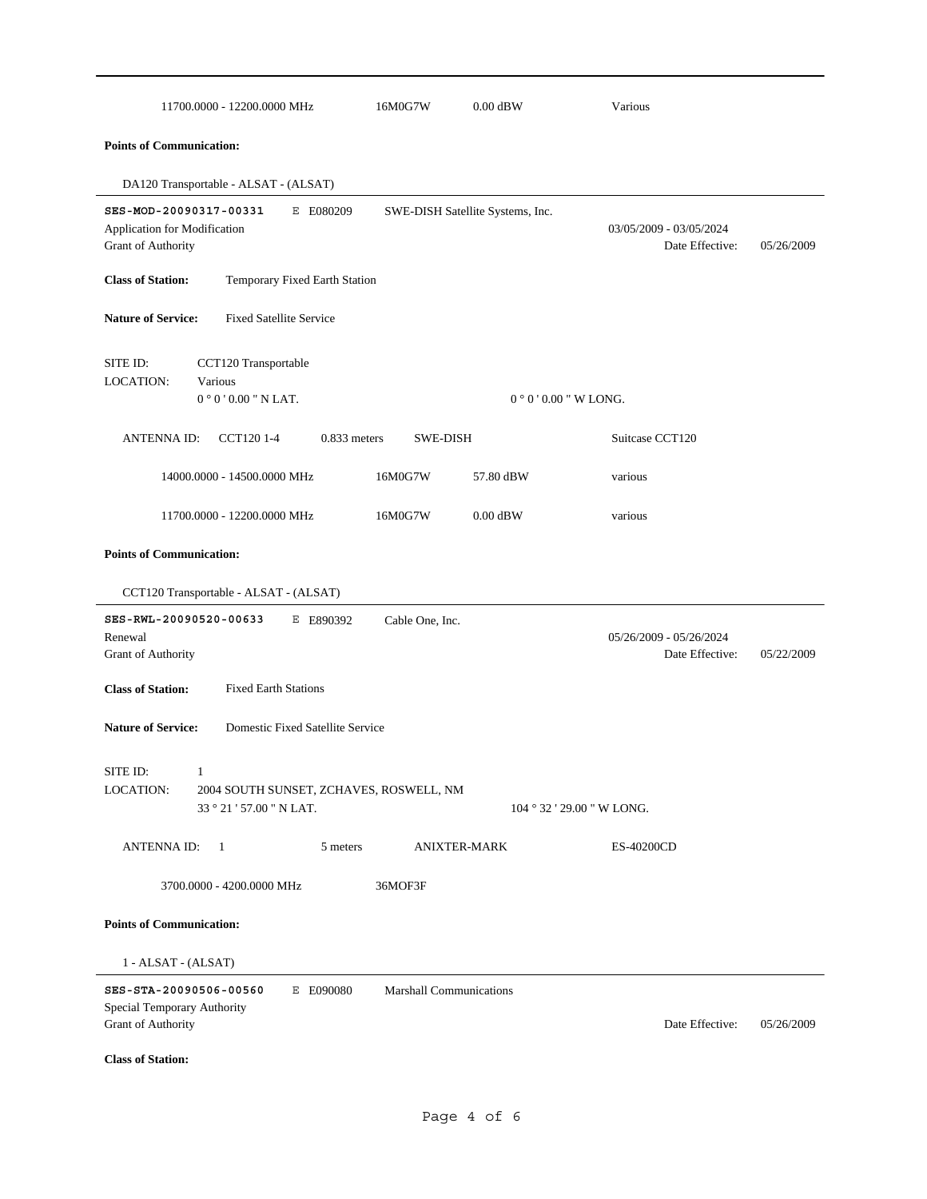11700.0000 - 12200.0000 MHz | 16M0G7W | 0.00 dBW | Various

**Points of Communication:**

DA120 Transportable - ALSAT - (ALSAT)

---

**SES-MOD-20090317-00331** E E080209 SWE-DISH Satellite Systems, Inc.

Application for Modification 03/05/2009 - 03/05/2024

Grant of Authority Date Effective: 05/26/2009

**Class of Station:** Temporary Fixed Earth Station

**Nature of Service:** Fixed Satellite Service

SITE ID: CCT120 Transportable

LOCATION: Various

0 ° 0 ' 0.00 " N LAT. 0 ° 0 ' 0.00 " W LONG.

ANTENNA ID: CCT120 1-4 0.833 meters SWE-DISH Suitcase CCT120

| | | | |
|---|---|---|---|
| 14000.0000 - 14500.0000 MHz | 16M0G7W | 57.80 dBW | various |
| 11700.0000 - 12200.0000 MHz | 16M0G7W | 0.00 dBW | various |

**Points of Communication:**

CCT120 Transportable - ALSAT - (ALSAT)

---

**SES-RWL-20090520-00633** E E890392 Cable One, Inc.

Renewal 05/26/2009 - 05/26/2024

Grant of Authority Date Effective: 05/22/2009

**Class of Station:** Fixed Earth Stations

**Nature of Service:** Domestic Fixed Satellite Service

SITE ID: 1

LOCATION: 2004 SOUTH SUNSET, ZCHAVES, ROSWELL, NM

33 ° 21 ' 57.00 " N LAT. 104 ° 32 ' 29.00 " W LONG.

ANTENNA ID: 1 5 meters ANIXTER-MARK ES-40200CD

3700.0000 - 4200.0000 MHz 36MOF3F

**Points of Communication:**

1 - ALSAT - (ALSAT)

---

**SES-STA-20090506-00560** E E090080 Marshall Communications

Special Temporary Authority

Grant of Authority Date Effective: 05/26/2009

**Class of Station:**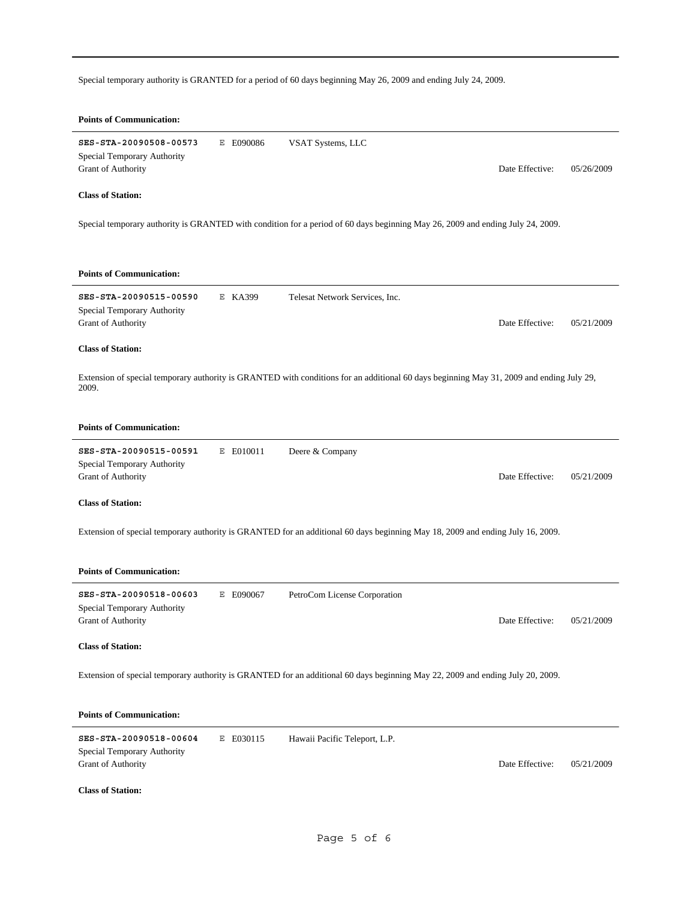Special temporary authority is GRANTED for a period of 60 days beginning May 26, 2009 and ending July 24, 2009.

**Points of Communication:**

---

**SES-STA-20090508-00573** E E090086 VSAT Systems, LLC
Special Temporary Authority
Grant of Authority Date Effective: 05/26/2009

**Class of Station:**

Special temporary authority is GRANTED with condition for a period of 60 days beginning May 26, 2009 and ending July 24, 2009.

**Points of Communication:**

---

**SES-STA-20090515-00590** E KA399 Telesat Network Services, Inc.
Special Temporary Authority
Grant of Authority Date Effective: 05/21/2009

**Class of Station:**

Extension of special temporary authority is GRANTED with conditions for an additional 60 days beginning May 31, 2009 and ending July 29, 2009.

**Points of Communication:**

---

**SES-STA-20090515-00591** E E010011 Deere & Company
Special Temporary Authority
Grant of Authority Date Effective: 05/21/2009

**Class of Station:**

Extension of special temporary authority is GRANTED for an additional 60 days beginning May 18, 2009 and ending July 16, 2009.

**Points of Communication:**

---

**SES-STA-20090518-00603** E E090067 PetroCom License Corporation
Special Temporary Authority
Grant of Authority Date Effective: 05/21/2009

**Class of Station:**

Extension of special temporary authority is GRANTED for an additional 60 days beginning May 22, 2009 and ending July 20, 2009.

**Points of Communication:**

---

**SES-STA-20090518-00604** E E030115 Hawaii Pacific Teleport, L.P.
Special Temporary Authority
Grant of Authority Date Effective: 05/21/2009

**Class of Station:**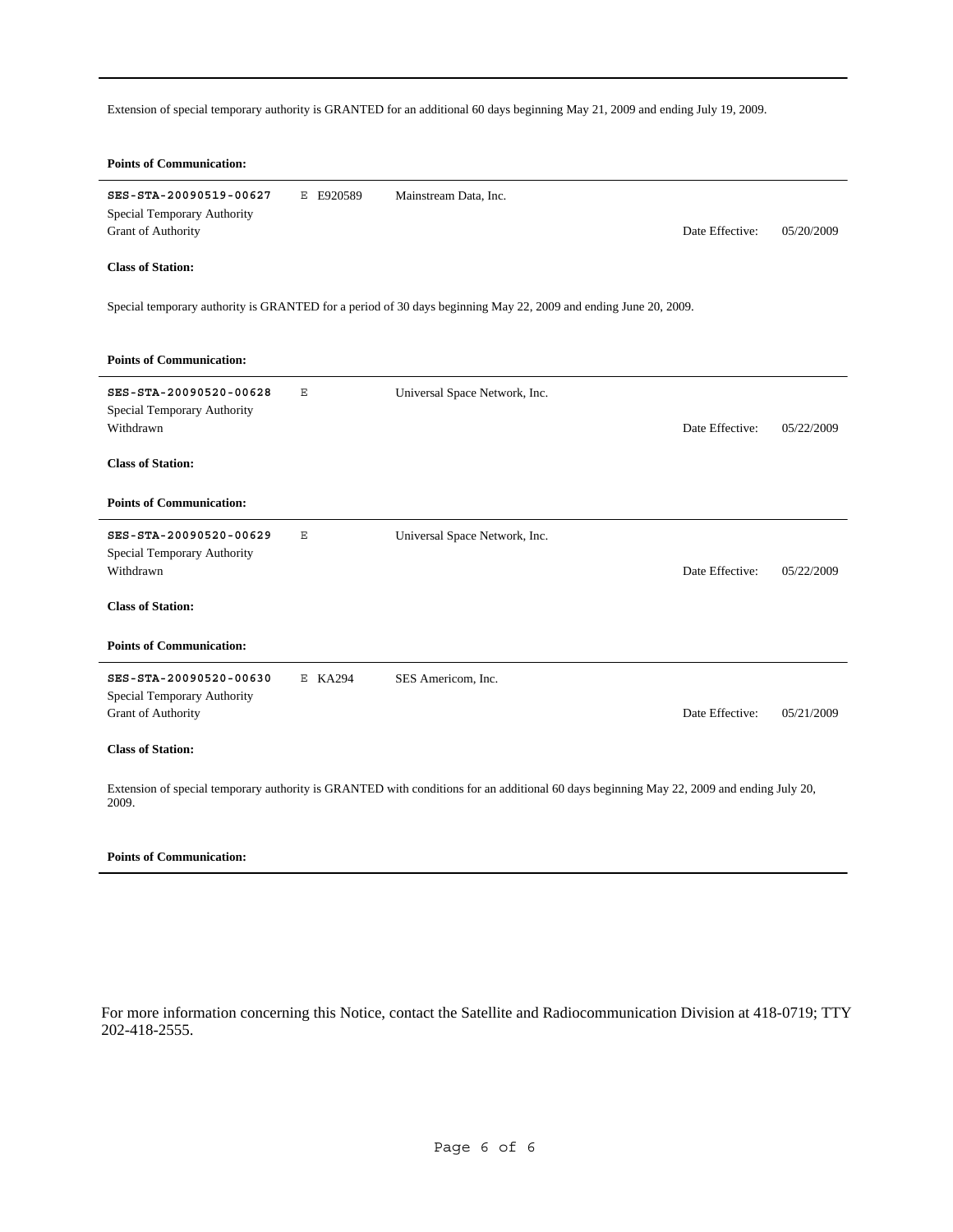Extension of special temporary authority is GRANTED for an additional 60 days beginning May 21, 2009 and ending July 19, 2009.

**Points of Communication:**

---

**SES-STA-20090519-00627** E E920589 Mainstream Data, Inc.
Special Temporary Authority
Grant of Authority Date Effective: 05/20/2009

**Class of Station:**

Special temporary authority is GRANTED for a period of 30 days beginning May 22, 2009 and ending June 20, 2009.

**Points of Communication:**

---

**SES-STA-20090520-00628** E Universal Space Network, Inc.
Special Temporary Authority
Withdrawn Date Effective: 05/22/2009

**Class of Station:**

**Points of Communication:**

---

**SES-STA-20090520-00629** E Universal Space Network, Inc.
Special Temporary Authority
Withdrawn Date Effective: 05/22/2009

**Class of Station:**

**Points of Communication:**

---

**SES-STA-20090520-00630** E KA294 SES Americom, Inc.
Special Temporary Authority
Grant of Authority Date Effective: 05/21/2009

**Class of Station:**

Extension of special temporary authority is GRANTED with conditions for an additional 60 days beginning May 22, 2009 and ending July 20, 2009.

**Points of Communication:**

---

For more information concerning this Notice, contact the Satellite and Radiocommunication Division at 418-0719; TTY 202-418-2555.